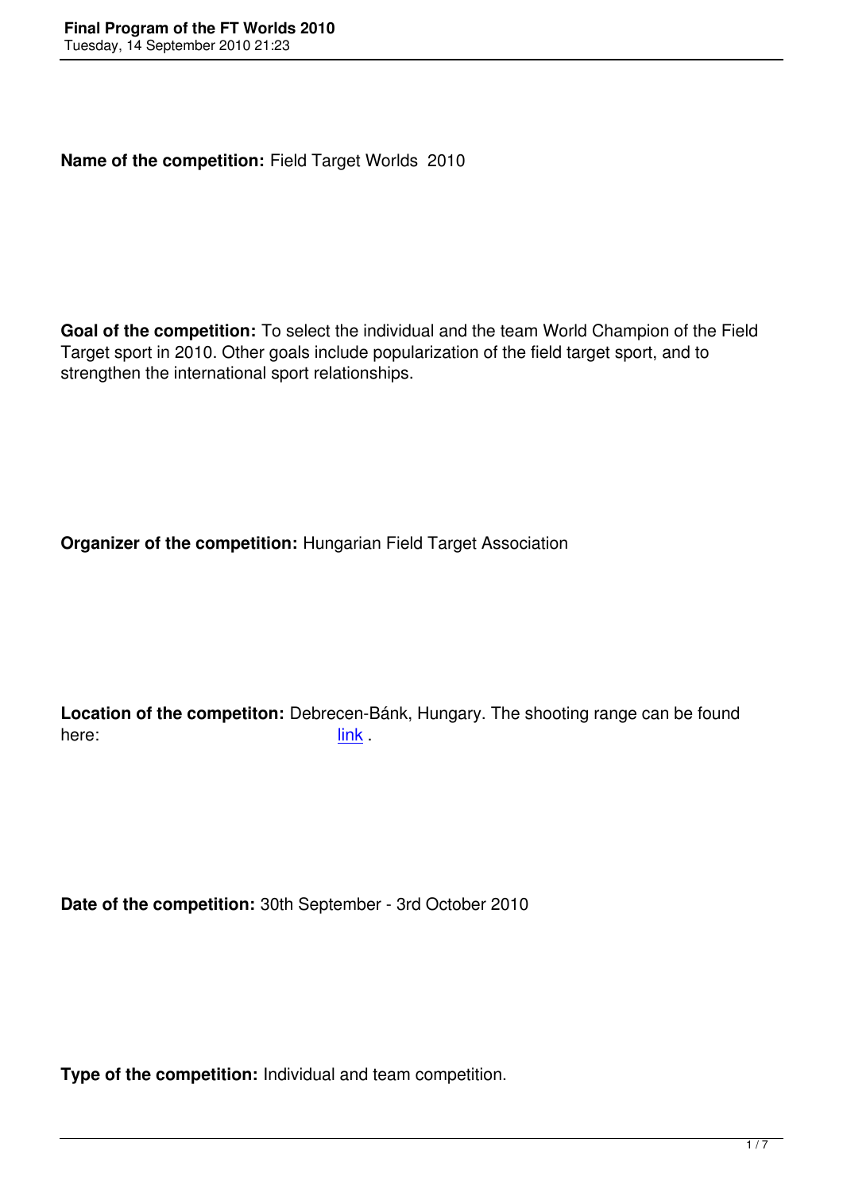**Name of the competition:** Field Target Worlds 2010

**Goal of the competition:** To select the individual and the team World Champion of the Field Target sport in 2010. Other goals include popularization of the field target sport, and to strengthen the international sport relationships.

**Organizer of the competition:** Hungarian Field Target Association

**Location of the competiton:** Debrecen-Bánk, Hungary. The shooting range can be found here: link .

**Date of the competition:** 30th September - 3rd October 2010

**Type of the competition:** Individual and team competition.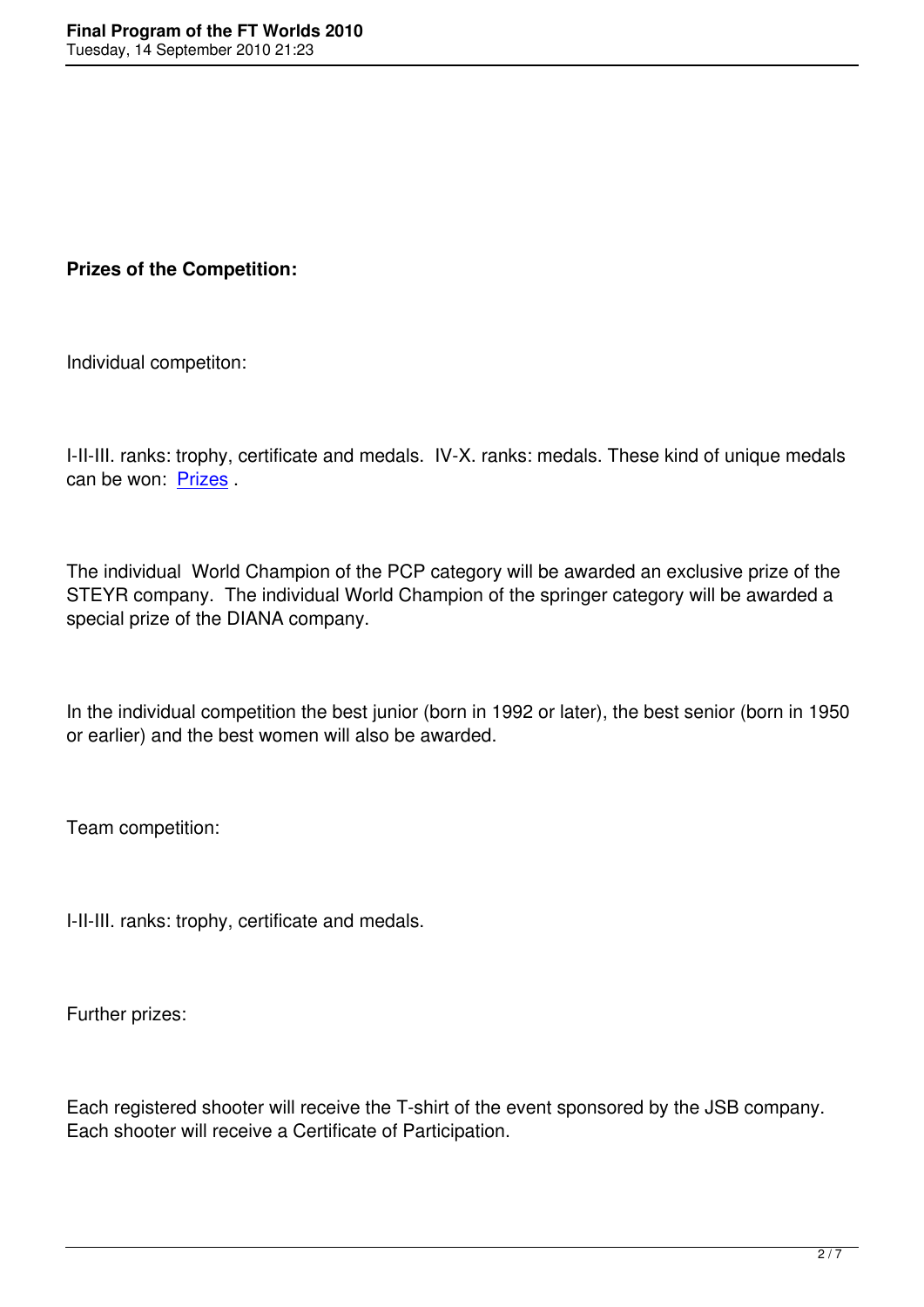**Prizes of the Competition:**

Individual competiton:

I-II-III. ranks: trophy, certificate and medals. IV-X. ranks: medals. These kind of unique medals can be won: [Prizes](#) .

The individual World Champion of the PCP category will be awarded an exclusive prize of the STEYR company. The individual World Champion of the springer category will be awarded a special prize of the DIANA company.

In the individual competition the best junior (born in 1992 or later), the best senior (born in 1950 or earlier) and the best women will also be awarded.

Team competition:

I-II-III. ranks: trophy, certificate and medals.

Further prizes:

Each registered shooter will receive the T-shirt of the event sponsored by the JSB company. Each shooter will receive a Certificate of Participation.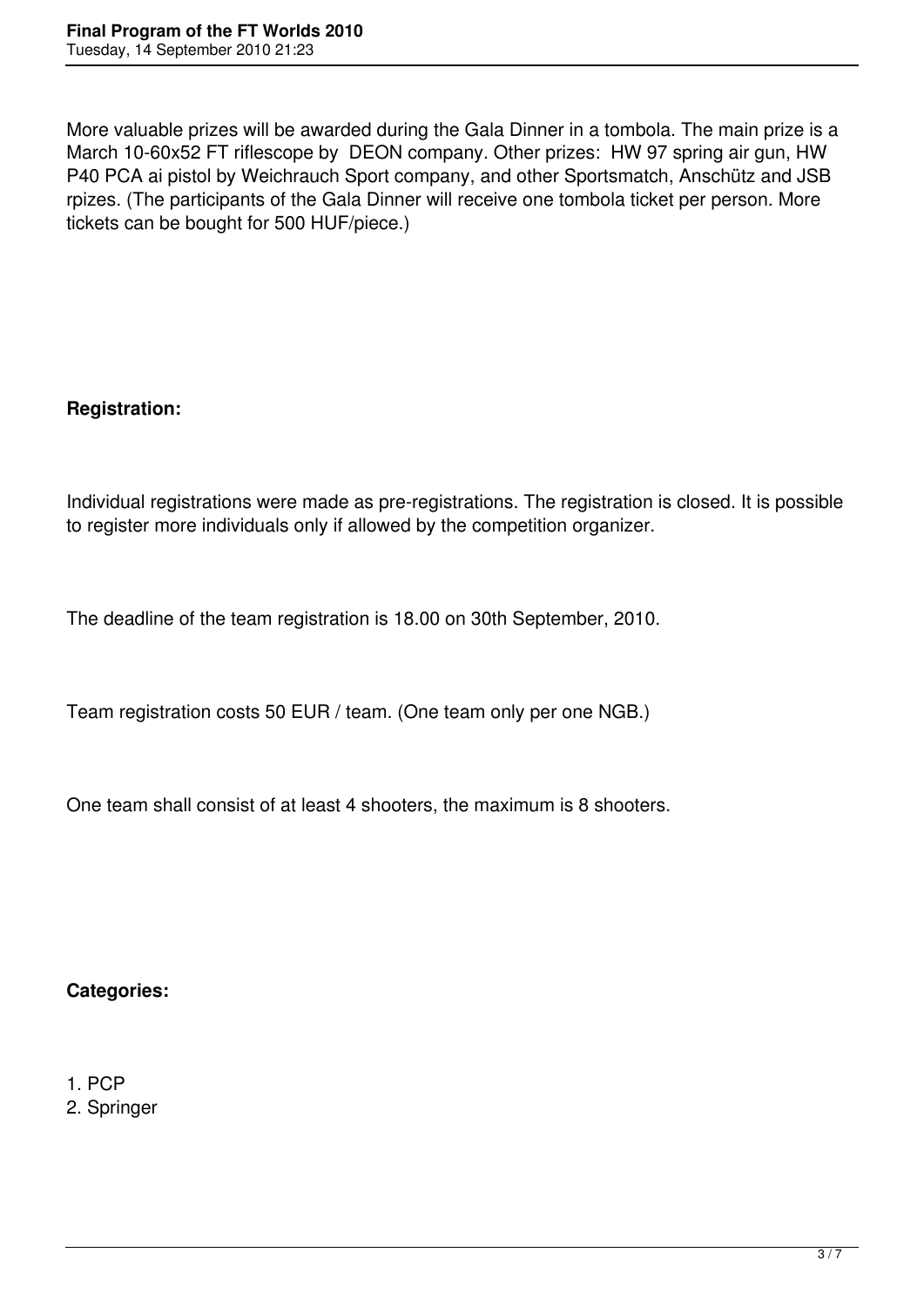More valuable prizes will be awarded during the Gala Dinner in a tombola. The main prize is a March 10-60x52 FT riflescope by DEON company. Other prizes: HW 97 spring air gun, HW P40 PCA ai pistol by Weichrauch Sport company, and other Sportsmatch, Anschütz and JSB rpizes. (The participants of the Gala Dinner will receive one tombola ticket per person. More tickets can be bought for 500 HUF/piece.)

**Registration:**

Individual registrations were made as pre-registrations. The registration is closed. It is possible to register more individuals only if allowed by the competition organizer.

The deadline of the team registration is 18.00 on 30th September, 2010.

Team registration costs 50 EUR / team. (One team only per one NGB.)

One team shall consist of at least 4 shooters, the maximum is 8 shooters.

**Categories:**

1. PCP
2. Springer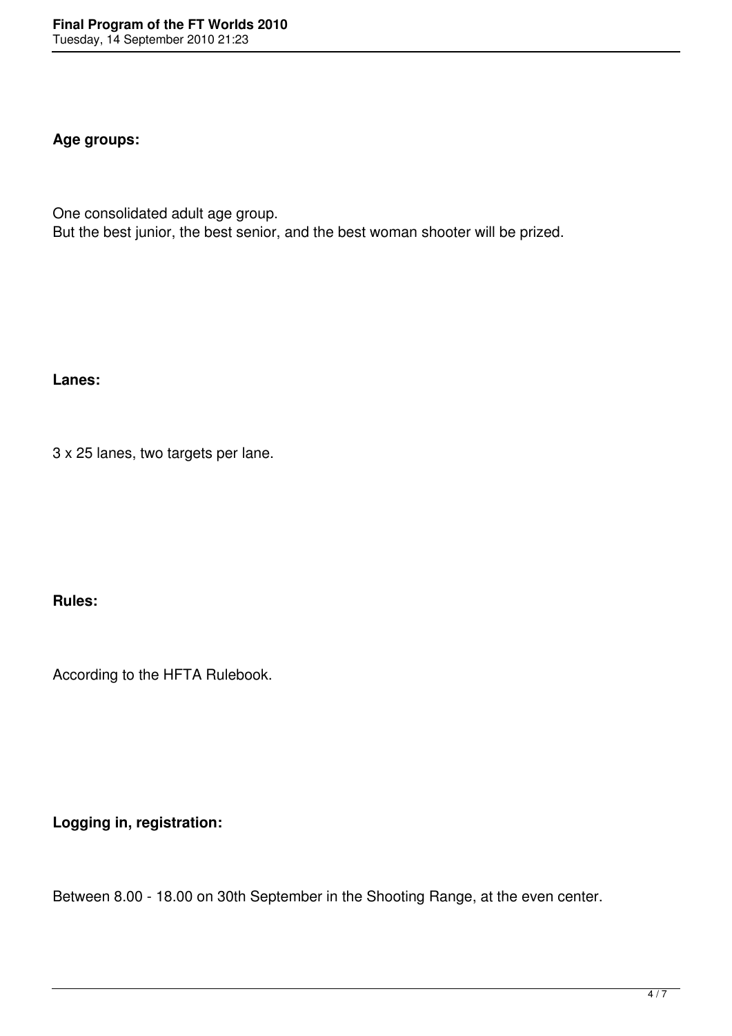**Age groups:**

One consolidated adult age group.
But the best junior, the best senior, and the best woman shooter will be prized.

**Lanes:**

3 x 25 lanes, two targets per lane.

**Rules:**

According to the HFTA Rulebook.

**Logging in, registration:**

Between 8.00 - 18.00 on 30th September in the Shooting Range, at the even center.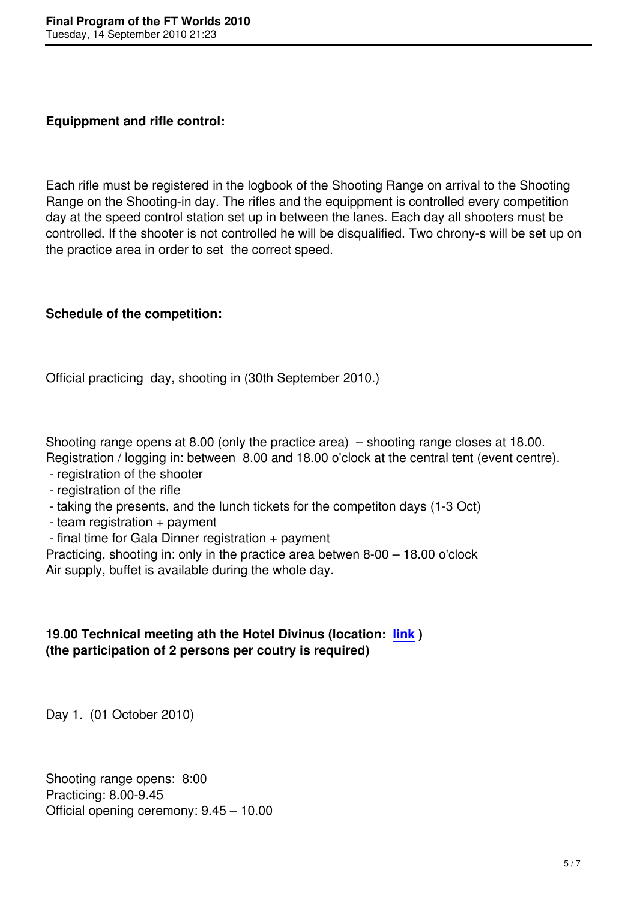**Equippment and rifle control:**

Each rifle must be registered in the logbook of the Shooting Range on arrival to the Shooting Range on the Shooting-in day. The rifles and the equippment is controlled every competition day at the speed control station set up in between the lanes. Each day all shooters must be controlled. If the shooter is not controlled he will be disqualified. Two chrony-s will be set up on the practice area in order to set the correct speed.

**Schedule of the competition:**

Official practicing day, shooting in (30th September 2010.)

Shooting range opens at 8.00 (only the practice area) – shooting range closes at 18.00.
Registration / logging in: between 8.00 and 18.00 o'clock at the central tent (event centre).

- registration of the shooter
- registration of the rifle
- taking the presents, and the lunch tickets for the competiton days (1-3 Oct)
- team registration + payment
- final time for Gala Dinner registration + payment

Practicing, shooting in: only in the practice area betwen 8-00 – 18.00 o'clock
Air supply, buffet is available during the whole day.

**19.00 Technical meeting ath the Hotel Divinus (location: link )**
**(the participation of 2 persons per coutry is required)**

Day 1. (01 October 2010)

Shooting range opens: 8:00
Practicing: 8.00-9.45
Official opening ceremony: 9.45 – 10.00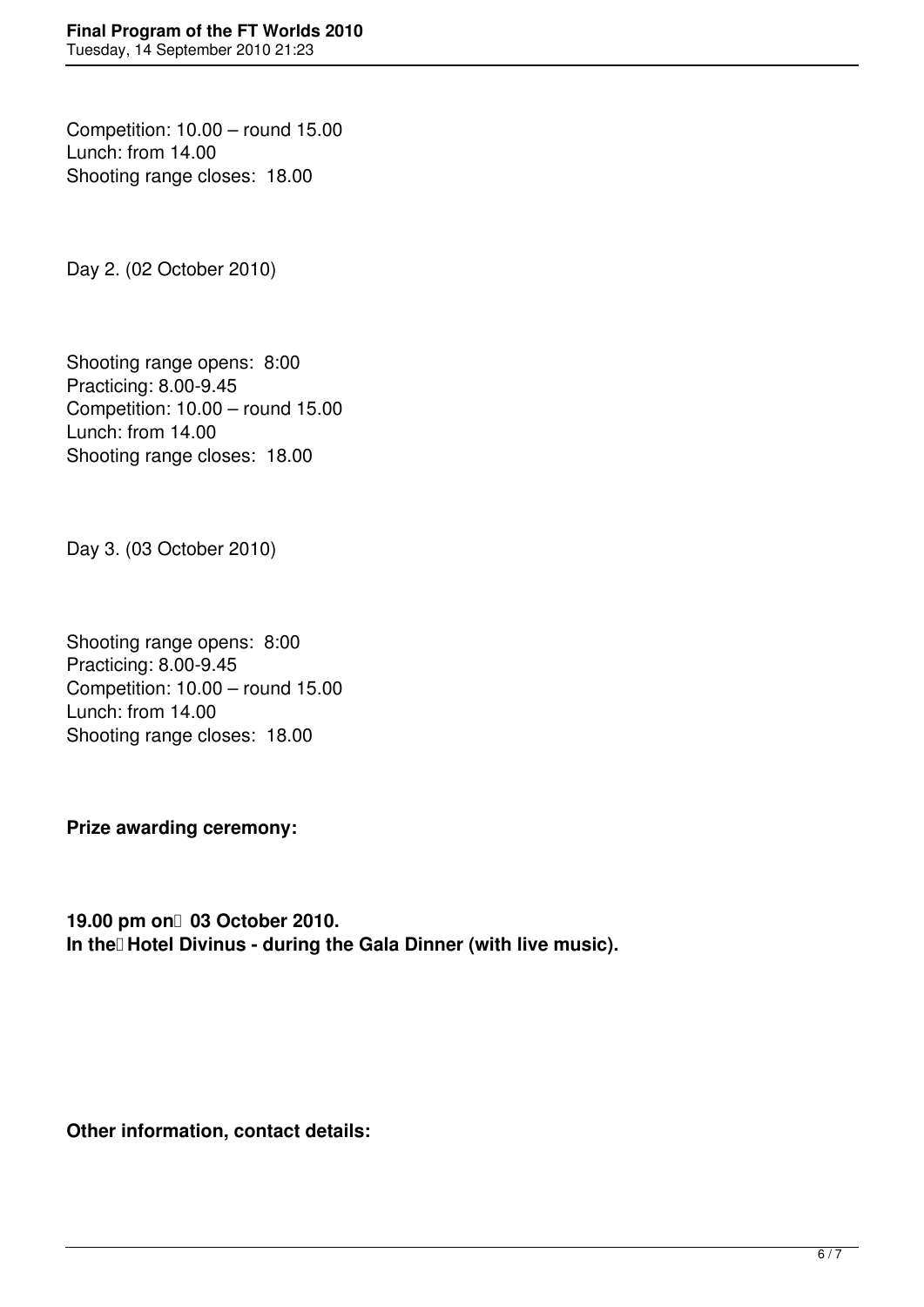Competition: 10.00 – round 15.00
Lunch: from 14.00
Shooting range closes: 18.00

Day 2. (02 October 2010)

Shooting range opens: 8:00
Practicing: 8.00-9.45
Competition: 10.00 – round 15.00
Lunch: from 14.00
Shooting range closes: 18.00

Day 3. (03 October 2010)

Shooting range opens: 8:00
Practicing: 8.00-9.45
Competition: 10.00 – round 15.00
Lunch: from 14.00
Shooting range closes: 18.00

**Prize awarding ceremony:**

**19.00 pm on 03 October 2010.**
**In the Hotel Divinus - during the Gala Dinner (with live music).**

**Other information, contact details:**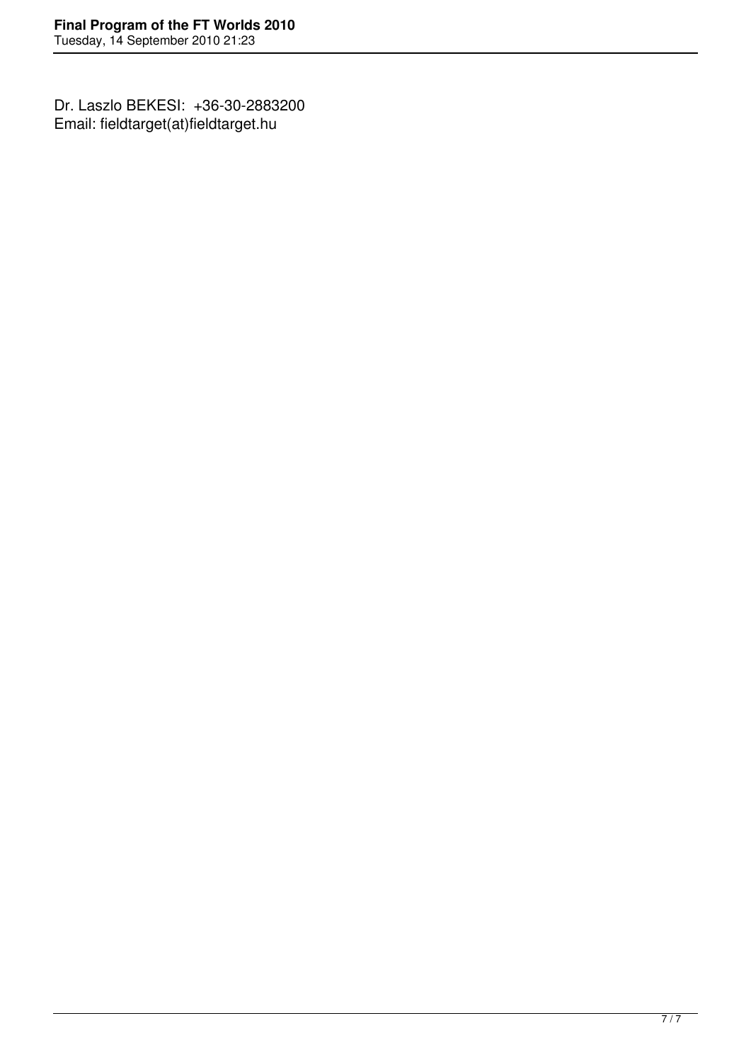Dr. Laszlo BEKESI:  +36-30-2883200
Email: fieldtarget(at)fieldtarget.hu